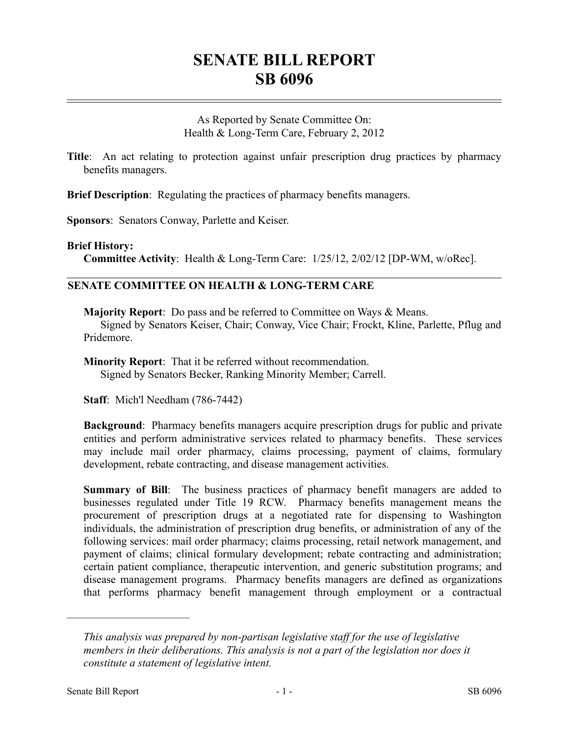# SENATE BILL REPORT
# SB 6096

As Reported by Senate Committee On:
Health & Long-Term Care, February 2, 2012

**Title**: An act relating to protection against unfair prescription drug practices by pharmacy benefits managers.

**Brief Description**: Regulating the practices of pharmacy benefits managers.

**Sponsors**: Senators Conway, Parlette and Keiser.

**Brief History:**

**Committee Activity**: Health & Long-Term Care: 1/25/12, 2/02/12 [DP-WM, w/oRec].

## SENATE COMMITTEE ON HEALTH & LONG-TERM CARE

**Majority Report**: Do pass and be referred to Committee on Ways & Means.
Signed by Senators Keiser, Chair; Conway, Vice Chair; Frockt, Kline, Parlette, Pflug and Pridemore.

**Minority Report**: That it be referred without recommendation.
Signed by Senators Becker, Ranking Minority Member; Carrell.

**Staff**: Mich'l Needham (786-7442)

**Background**: Pharmacy benefits managers acquire prescription drugs for public and private entities and perform administrative services related to pharmacy benefits. These services may include mail order pharmacy, claims processing, payment of claims, formulary development, rebate contracting, and disease management activities.

**Summary of Bill**: The business practices of pharmacy benefit managers are added to businesses regulated under Title 19 RCW. Pharmacy benefits management means the procurement of prescription drugs at a negotiated rate for dispensing to Washington individuals, the administration of prescription drug benefits, or administration of any of the following services: mail order pharmacy; claims processing, retail network management, and payment of claims; clinical formulary development; rebate contracting and administration; certain patient compliance, therapeutic intervention, and generic substitution programs; and disease management programs. Pharmacy benefits managers are defined as organizations that performs pharmacy benefit management through employment or a contractual

---

*This analysis was prepared by non-partisan legislative staff for the use of legislative members in their deliberations. This analysis is not a part of the legislation nor does it constitute a statement of legislative intent.*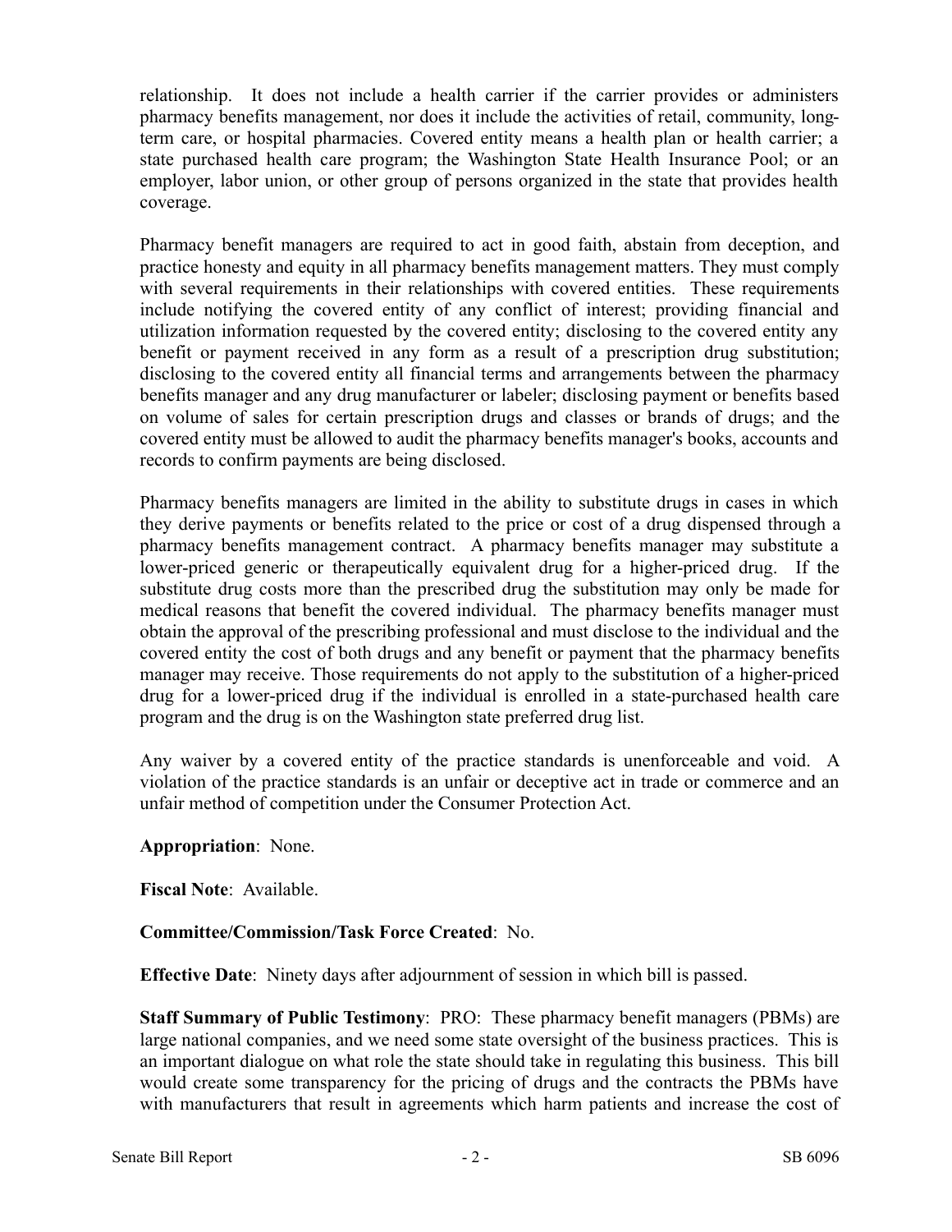relationship. It does not include a health carrier if the carrier provides or administers pharmacy benefits management, nor does it include the activities of retail, community, long-term care, or hospital pharmacies. Covered entity means a health plan or health carrier; a state purchased health care program; the Washington State Health Insurance Pool; or an employer, labor union, or other group of persons organized in the state that provides health coverage.

Pharmacy benefit managers are required to act in good faith, abstain from deception, and practice honesty and equity in all pharmacy benefits management matters. They must comply with several requirements in their relationships with covered entities. These requirements include notifying the covered entity of any conflict of interest; providing financial and utilization information requested by the covered entity; disclosing to the covered entity any benefit or payment received in any form as a result of a prescription drug substitution; disclosing to the covered entity all financial terms and arrangements between the pharmacy benefits manager and any drug manufacturer or labeler; disclosing payment or benefits based on volume of sales for certain prescription drugs and classes or brands of drugs; and the covered entity must be allowed to audit the pharmacy benefits manager's books, accounts and records to confirm payments are being disclosed.

Pharmacy benefits managers are limited in the ability to substitute drugs in cases in which they derive payments or benefits related to the price or cost of a drug dispensed through a pharmacy benefits management contract. A pharmacy benefits manager may substitute a lower-priced generic or therapeutically equivalent drug for a higher-priced drug. If the substitute drug costs more than the prescribed drug the substitution may only be made for medical reasons that benefit the covered individual. The pharmacy benefits manager must obtain the approval of the prescribing professional and must disclose to the individual and the covered entity the cost of both drugs and any benefit or payment that the pharmacy benefits manager may receive. Those requirements do not apply to the substitution of a higher-priced drug for a lower-priced drug if the individual is enrolled in a state-purchased health care program and the drug is on the Washington state preferred drug list.

Any waiver by a covered entity of the practice standards is unenforceable and void. A violation of the practice standards is an unfair or deceptive act in trade or commerce and an unfair method of competition under the Consumer Protection Act.

**Appropriation**: None.

**Fiscal Note**: Available.

**Committee/Commission/Task Force Created**: No.

**Effective Date**: Ninety days after adjournment of session in which bill is passed.

**Staff Summary of Public Testimony**: PRO: These pharmacy benefit managers (PBMs) are large national companies, and we need some state oversight of the business practices. This is an important dialogue on what role the state should take in regulating this business. This bill would create some transparency for the pricing of drugs and the contracts the PBMs have with manufacturers that result in agreements which harm patients and increase the cost of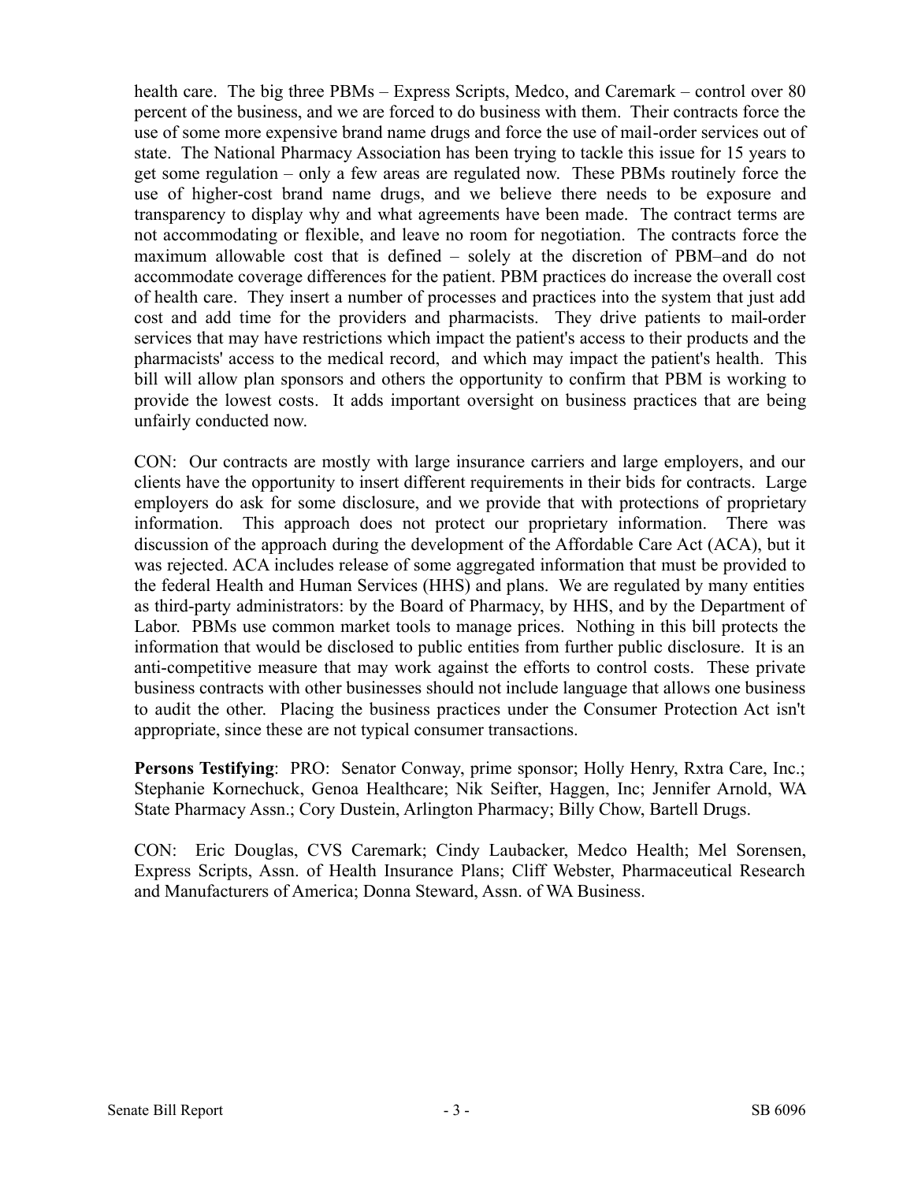health care. The big three PBMs – Express Scripts, Medco, and Caremark – control over 80 percent of the business, and we are forced to do business with them. Their contracts force the use of some more expensive brand name drugs and force the use of mail-order services out of state. The National Pharmacy Association has been trying to tackle this issue for 15 years to get some regulation – only a few areas are regulated now. These PBMs routinely force the use of higher-cost brand name drugs, and we believe there needs to be exposure and transparency to display why and what agreements have been made. The contract terms are not accommodating or flexible, and leave no room for negotiation. The contracts force the maximum allowable cost that is defined – solely at the discretion of PBM–and do not accommodate coverage differences for the patient. PBM practices do increase the overall cost of health care. They insert a number of processes and practices into the system that just add cost and add time for the providers and pharmacists. They drive patients to mail-order services that may have restrictions which impact the patient's access to their products and the pharmacists' access to the medical record, and which may impact the patient's health. This bill will allow plan sponsors and others the opportunity to confirm that PBM is working to provide the lowest costs. It adds important oversight on business practices that are being unfairly conducted now.

CON: Our contracts are mostly with large insurance carriers and large employers, and our clients have the opportunity to insert different requirements in their bids for contracts. Large employers do ask for some disclosure, and we provide that with protections of proprietary information. This approach does not protect our proprietary information. There was discussion of the approach during the development of the Affordable Care Act (ACA), but it was rejected. ACA includes release of some aggregated information that must be provided to the federal Health and Human Services (HHS) and plans. We are regulated by many entities as third-party administrators: by the Board of Pharmacy, by HHS, and by the Department of Labor. PBMs use common market tools to manage prices. Nothing in this bill protects the information that would be disclosed to public entities from further public disclosure. It is an anti-competitive measure that may work against the efforts to control costs. These private business contracts with other businesses should not include language that allows one business to audit the other. Placing the business practices under the Consumer Protection Act isn't appropriate, since these are not typical consumer transactions.

**Persons Testifying**: PRO: Senator Conway, prime sponsor; Holly Henry, Rxtra Care, Inc.; Stephanie Kornechuck, Genoa Healthcare; Nik Seifter, Haggen, Inc; Jennifer Arnold, WA State Pharmacy Assn.; Cory Dustein, Arlington Pharmacy; Billy Chow, Bartell Drugs.

CON: Eric Douglas, CVS Caremark; Cindy Laubacker, Medco Health; Mel Sorensen, Express Scripts, Assn. of Health Insurance Plans; Cliff Webster, Pharmaceutical Research and Manufacturers of America; Donna Steward, Assn. of WA Business.